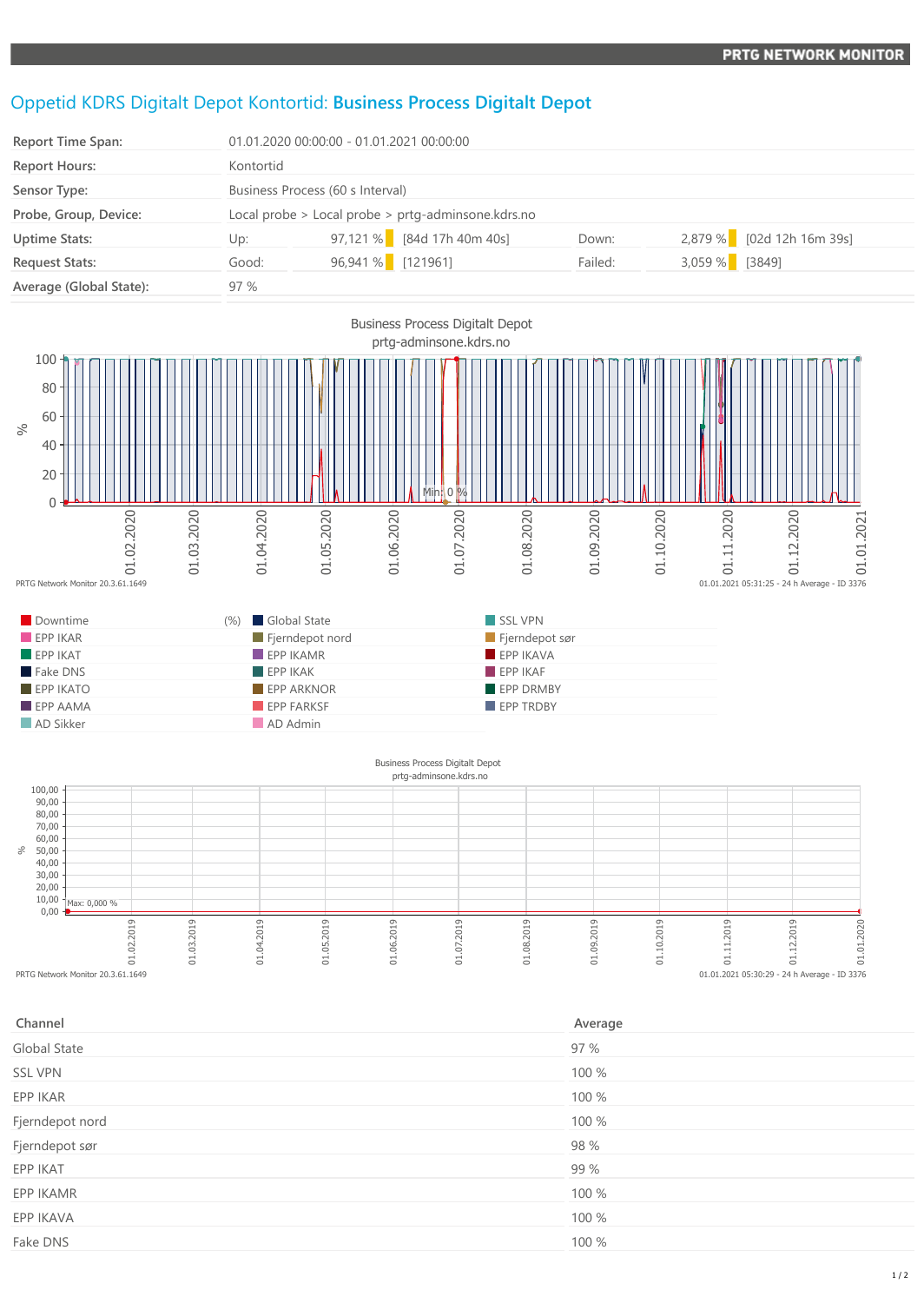PRTG NETWORK MONITOR

# Oppetid KDRS Digitalt Depot Kontortid: **Business Process Digitalt Depot**

| | | | | | |
|---|---|---|---|---|---|
| **Report Time Span:** | 01.01.2020 00:00:00 - 01.01.2021 00:00:00 | | | | |
| **Report Hours:** | Kontortid | | | | |
| **Sensor Type:** | Business Process (60 s Interval) | | | | |
| **Probe, Group, Device:** | Local probe > Local probe > prtg-adminsone.kdrs.no | | | | |
| **Uptime Stats:** | Up: | 97,121 % [84d 17h 40m 40s] | Down: | 2,879 % [02d 12h 16m 39s] | |
| **Request Stats:** | Good: | 96,941 % [121961] | Failed: | 3,059 % [3849] | |
| **Average (Global State):** | 97 % | | | | |

Business Process Digitalt Depot
prtg-adminsone.kdrs.no

PRTG Network Monitor 20.3.61.1649 — 01.01.2021 05:31:25 - 24 h Average - ID 3376

| | | |
|---|---|---|
| Downtime (%) | Global State | SSL VPN |
| EPP IKAR | Fjerndepot nord | Fjerndepot sør |
| EPP IKAT | EPP IKAMR | EPP IKAVA |
| Fake DNS | EPP IKAK | EPP IKAF |
| EPP IKATO | EPP ARKNOR | EPP DRMBY |
| EPP AAMA | EPP FARKSF | EPP TRDBY |
| AD Sikker | AD Admin | |

Business Process Digitalt Depot
prtg-adminsone.kdrs.no

PRTG Network Monitor 20.3.61.1649 — 01.01.2021 05:30:29 - 24 h Average - ID 3376

| Channel | Average |
|---|---|
| Global State | 97 % |
| SSL VPN | 100 % |
| EPP IKAR | 100 % |
| Fjerndepot nord | 100 % |
| Fjerndepot sør | 98 % |
| EPP IKAT | 99 % |
| EPP IKAMR | 100 % |
| EPP IKAVA | 100 % |
| Fake DNS | 100 % |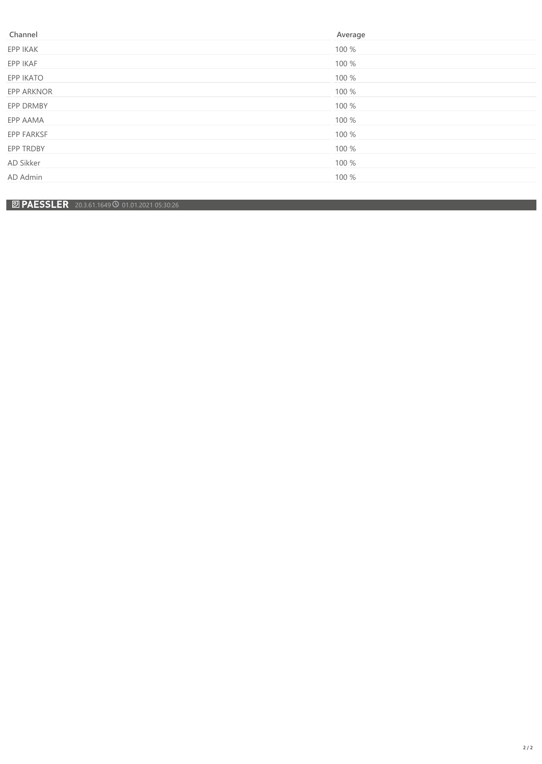| Channel | Average |
| --- | --- |
| EPP IKAK | 100 % |
| EPP IKAF | 100 % |
| EPP IKATO | 100 % |
| EPP ARKNOR | 100 % |
| EPP DRMBY | 100 % |
| EPP AAMA | 100 % |
| EPP FARKSF | 100 % |
| EPP TRDBY | 100 % |
| AD Sikker | 100 % |
| AD Admin | 100 % |

PAESSLER 20.3.61.1649 01.01.2021 05:30:26